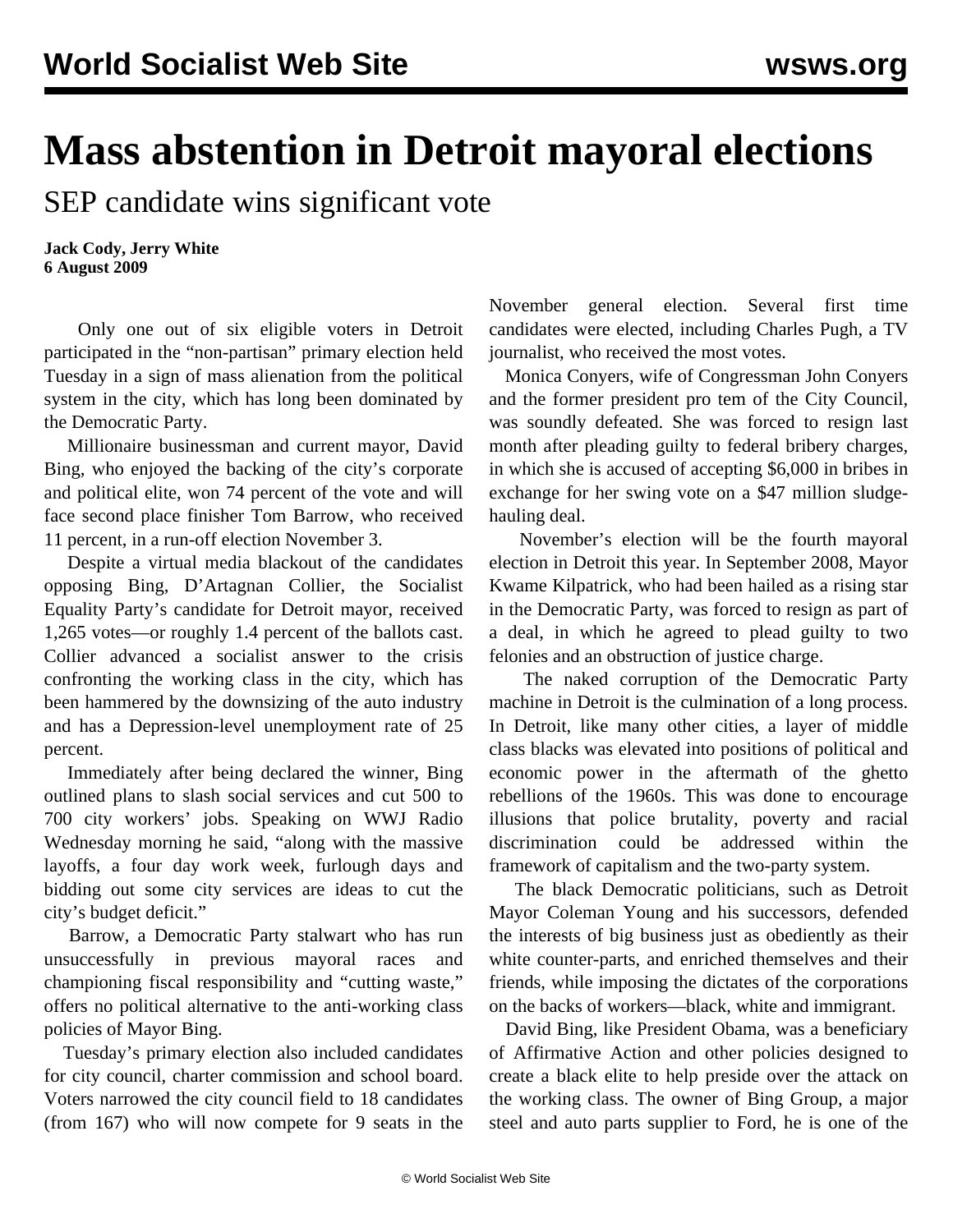# Mass abstention in Detroit mayoral elections

## SEP candidate wins significant vote

**Jack Cody, Jerry White**
**6 August 2009**

Only one out of six eligible voters in Detroit participated in the "non-partisan" primary election held Tuesday in a sign of mass alienation from the political system in the city, which has long been dominated by the Democratic Party.

Millionaire businessman and current mayor, David Bing, who enjoyed the backing of the city's corporate and political elite, won 74 percent of the vote and will face second place finisher Tom Barrow, who received 11 percent, in a run-off election November 3.

Despite a virtual media blackout of the candidates opposing Bing, D'Artagnan Collier, the Socialist Equality Party's candidate for Detroit mayor, received 1,265 votes—or roughly 1.4 percent of the ballots cast. Collier advanced a socialist answer to the crisis confronting the working class in the city, which has been hammered by the downsizing of the auto industry and has a Depression-level unemployment rate of 25 percent.

Immediately after being declared the winner, Bing outlined plans to slash social services and cut 500 to 700 city workers' jobs. Speaking on WWJ Radio Wednesday morning he said, "along with the massive layoffs, a four day work week, furlough days and bidding out some city services are ideas to cut the city's budget deficit."

Barrow, a Democratic Party stalwart who has run unsuccessfully in previous mayoral races and championing fiscal responsibility and "cutting waste," offers no political alternative to the anti-working class policies of Mayor Bing.

Tuesday's primary election also included candidates for city council, charter commission and school board. Voters narrowed the city council field to 18 candidates (from 167) who will now compete for 9 seats in the November general election. Several first time candidates were elected, including Charles Pugh, a TV journalist, who received the most votes.

Monica Conyers, wife of Congressman John Conyers and the former president pro tem of the City Council, was soundly defeated. She was forced to resign last month after pleading guilty to federal bribery charges, in which she is accused of accepting $6,000 in bribes in exchange for her swing vote on a $47 million sludge-hauling deal.

November's election will be the fourth mayoral election in Detroit this year. In September 2008, Mayor Kwame Kilpatrick, who had been hailed as a rising star in the Democratic Party, was forced to resign as part of a deal, in which he agreed to plead guilty to two felonies and an obstruction of justice charge.

The naked corruption of the Democratic Party machine in Detroit is the culmination of a long process. In Detroit, like many other cities, a layer of middle class blacks was elevated into positions of political and economic power in the aftermath of the ghetto rebellions of the 1960s. This was done to encourage illusions that police brutality, poverty and racial discrimination could be addressed within the framework of capitalism and the two-party system.

The black Democratic politicians, such as Detroit Mayor Coleman Young and his successors, defended the interests of big business just as obediently as their white counter-parts, and enriched themselves and their friends, while imposing the dictates of the corporations on the backs of workers—black, white and immigrant.

David Bing, like President Obama, was a beneficiary of Affirmative Action and other policies designed to create a black elite to help preside over the attack on the working class. The owner of Bing Group, a major steel and auto parts supplier to Ford, he is one of the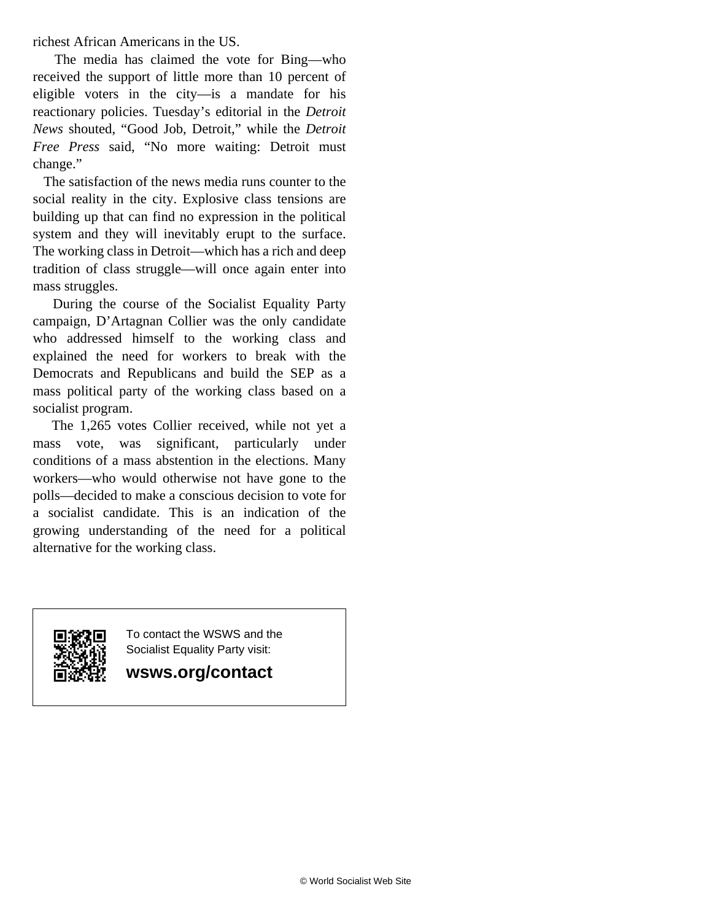richest African Americans in the US.

The media has claimed the vote for Bing—who received the support of little more than 10 percent of eligible voters in the city—is a mandate for his reactionary policies. Tuesday's editorial in the *Detroit News* shouted, "Good Job, Detroit," while the *Detroit Free Press* said, "No more waiting: Detroit must change."

The satisfaction of the news media runs counter to the social reality in the city. Explosive class tensions are building up that can find no expression in the political system and they will inevitably erupt to the surface. The working class in Detroit—which has a rich and deep tradition of class struggle—will once again enter into mass struggles.

During the course of the Socialist Equality Party campaign, D'Artagnan Collier was the only candidate who addressed himself to the working class and explained the need for workers to break with the Democrats and Republicans and build the SEP as a mass political party of the working class based on a socialist program.

The 1,265 votes Collier received, while not yet a mass vote, was significant, particularly under conditions of a mass abstention in the elections. Many workers—who would otherwise not have gone to the polls—decided to make a conscious decision to vote for a socialist candidate. This is an indication of the growing understanding of the need for a political alternative for the working class.

To contact the WSWS and the Socialist Equality Party visit:

**wsws.org/contact**